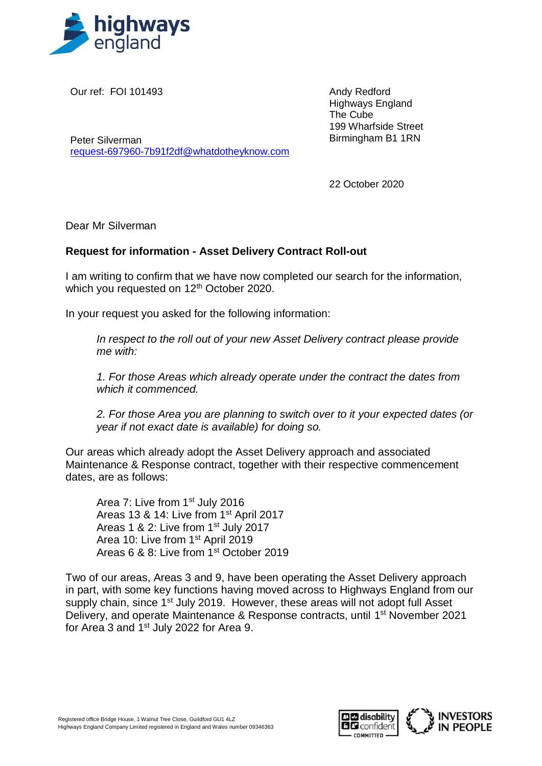Our ref: FOI 101493

Peter Silverman
request-697960-7b91f2df@whatdotheyknow.com

Andy Redford
Highways England
The Cube
199 Wharfside Street
Birmingham B1 1RN

22 October 2020

Dear Mr Silverman

**Request for information - Asset Delivery Contract Roll-out**

I am writing to confirm that we have now completed our search for the information, which you requested on 12th October 2020.

In your request you asked for the following information:

> *In respect to the roll out of your new Asset Delivery contract please provide me with:*
>
> *1. For those Areas which already operate under the contract the dates from which it commenced.*
>
> *2. For those Area you are planning to switch over to it your expected dates (or year if not exact date is available) for doing so.*

Our areas which already adopt the Asset Delivery approach and associated Maintenance & Response contract, together with their respective commencement dates, are as follows:

Area 7: Live from 1st July 2016
Areas 13 & 14: Live from 1st April 2017
Areas 1 & 2: Live from 1st July 2017
Area 10: Live from 1st April 2019
Areas 6 & 8: Live from 1st October 2019

Two of our areas, Areas 3 and 9, have been operating the Asset Delivery approach in part, with some key functions having moved across to Highways England from our supply chain, since 1st July 2019. However, these areas will not adopt full Asset Delivery, and operate Maintenance & Response contracts, until 1st November 2021 for Area 3 and 1st July 2022 for Area 9.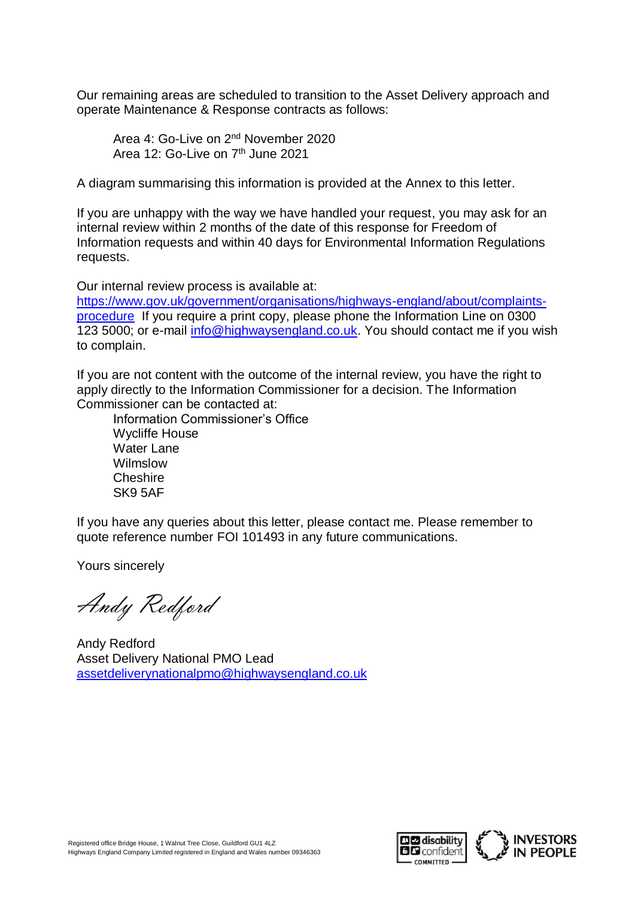Our remaining areas are scheduled to transition to the Asset Delivery approach and operate Maintenance & Response contracts as follows:

Area 4: Go-Live on 2nd November 2020
Area 12: Go-Live on 7th June 2021

A diagram summarising this information is provided at the Annex to this letter.

If you are unhappy with the way we have handled your request, you may ask for an internal review within 2 months of the date of this response for Freedom of Information requests and within 40 days for Environmental Information Regulations requests.

Our internal review process is available at:
https://www.gov.uk/government/organisations/highways-england/about/complaints-procedure If you require a print copy, please phone the Information Line on 0300 123 5000; or e-mail info@highwaysengland.co.uk. You should contact me if you wish to complain.

If you are not content with the outcome of the internal review, you have the right to apply directly to the Information Commissioner for a decision. The Information Commissioner can be contacted at:

Information Commissioner's Office
Wycliffe House
Water Lane
Wilmslow
Cheshire
SK9 5AF

If you have any queries about this letter, please contact me. Please remember to quote reference number FOI 101493 in any future communications.

Yours sincerely

*Andy Redford*

Andy Redford
Asset Delivery National PMO Lead
assetdeliverynationalpmo@highwaysengland.co.uk

Registered office Bridge House, 1 Walnut Tree Close, Guildford GU1 4LZ
Highways England Company Limited registered in England and Wales number 09346363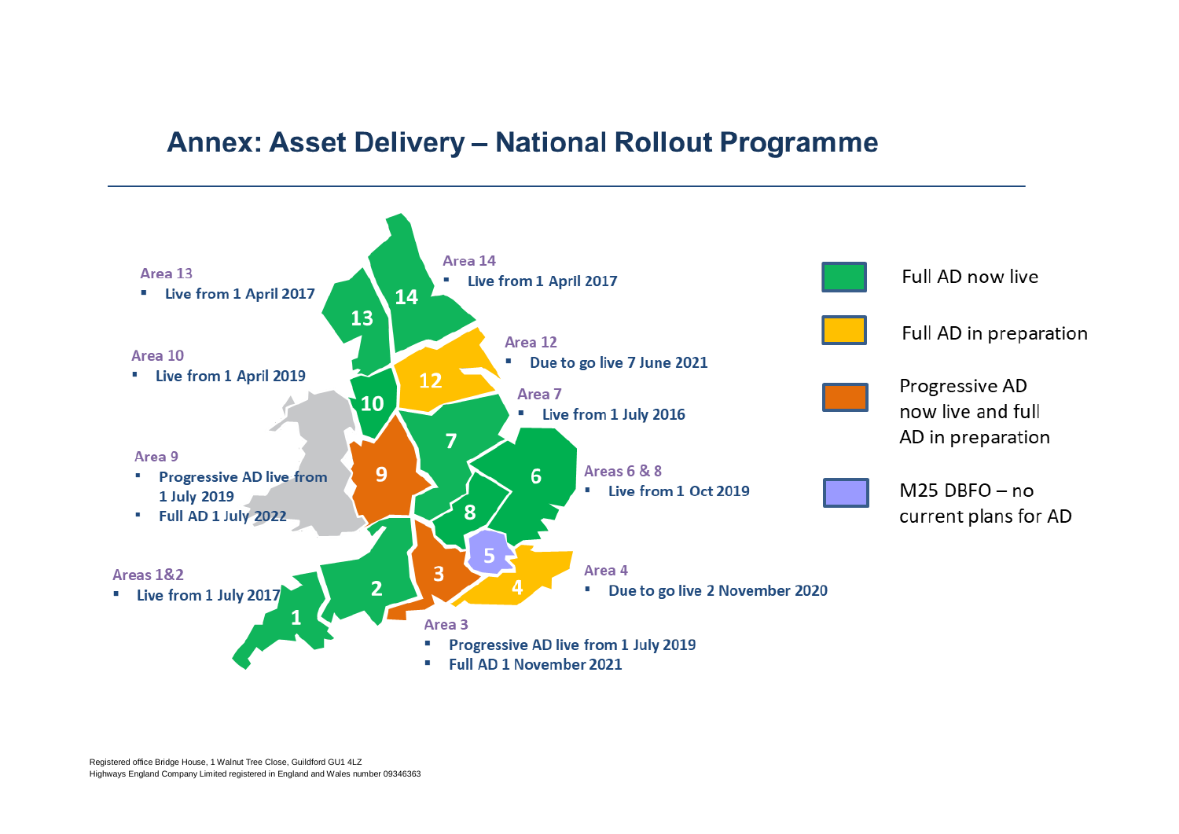# Annex: Asset Delivery – National Rollout Programme

Area 13
- Live from 1 April 2017

Area 14
- Live from 1 April 2017

Area 10
- Live from 1 April 2019

Area 12
- Due to go live 7 June 2021

Area 7
- Live from 1 July 2016

Area 9
- Progressive AD live from 1 July 2019
- Full AD 1 July 2022

Areas 6 & 8
- Live from 1 Oct 2019

Area 4
- Due to go live 2 November 2020

Areas 1&2
- Live from 1 July 2017

Area 3
- Progressive AD live from 1 July 2019
- Full AD 1 November 2021

14
13
12
10
7
9
6
8
5
3
4
2
1

Full AD now live

Full AD in preparation

Progressive AD now live and full AD in preparation

M25 DBFO – no current plans for AD

Registered office Bridge House, 1 Walnut Tree Close, Guildford GU1 4LZ
Highways England Company Limited registered in England and Wales number 09346363